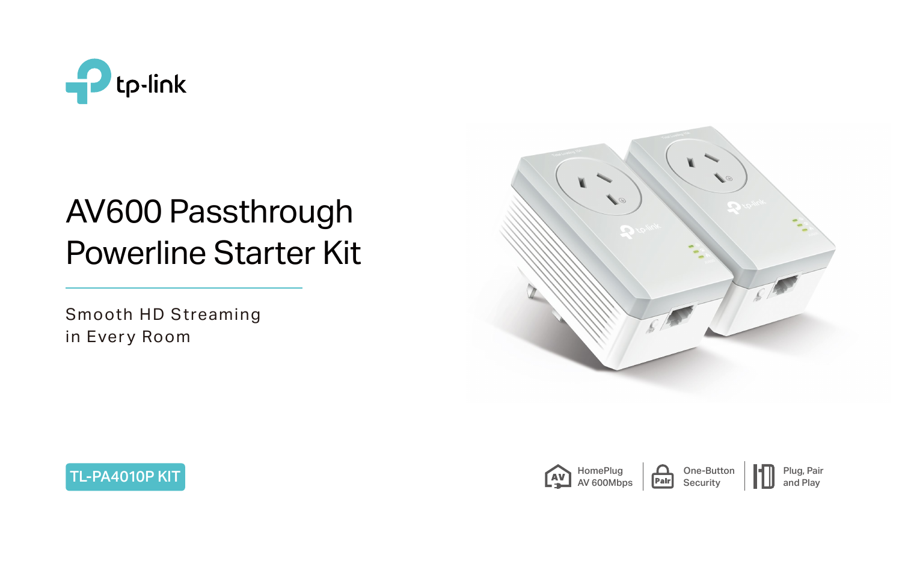tp-link

# AV600 Passthrough Powerline Starter Kit

Smooth HD Streaming
in Every Room

TL-PA4010P KIT

HomePlug AV 600Mbps | One-Button Security | Plug, Pair and Play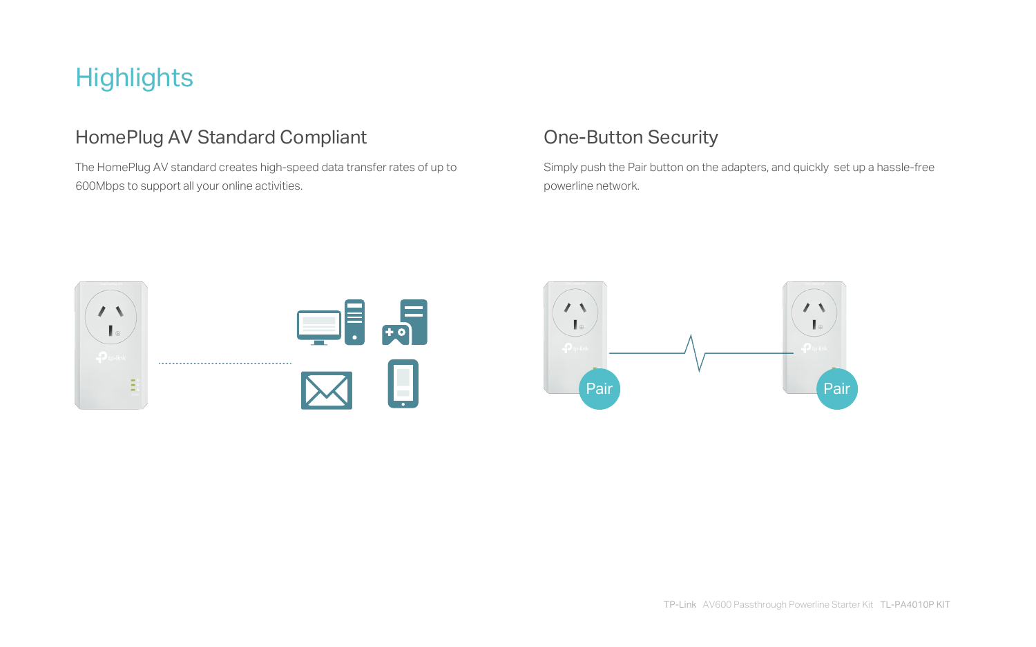# Highlights

## HomePlug AV Standard Compliant

The HomePlug AV standard creates high-speed data transfer rates of up to 600Mbps to support all your online activities.

## One-Button Security

Simply push the Pair button on the adapters, and quickly set up a hassle-free powerline network.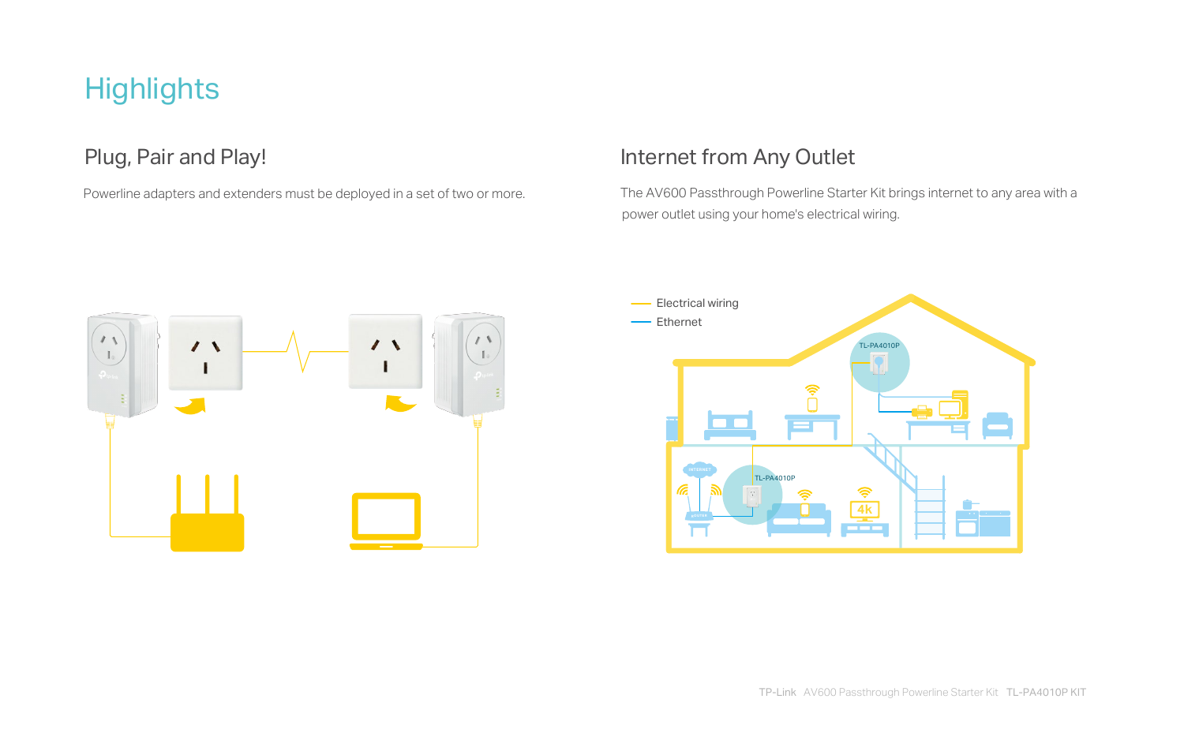# Highlights

## Plug, Pair and Play!

Powerline adapters and extenders must be deployed in a set of two or more.

## Internet from Any Outlet

The AV600 Passthrough Powerline Starter Kit brings internet to any area with a power outlet using your home's electrical wiring.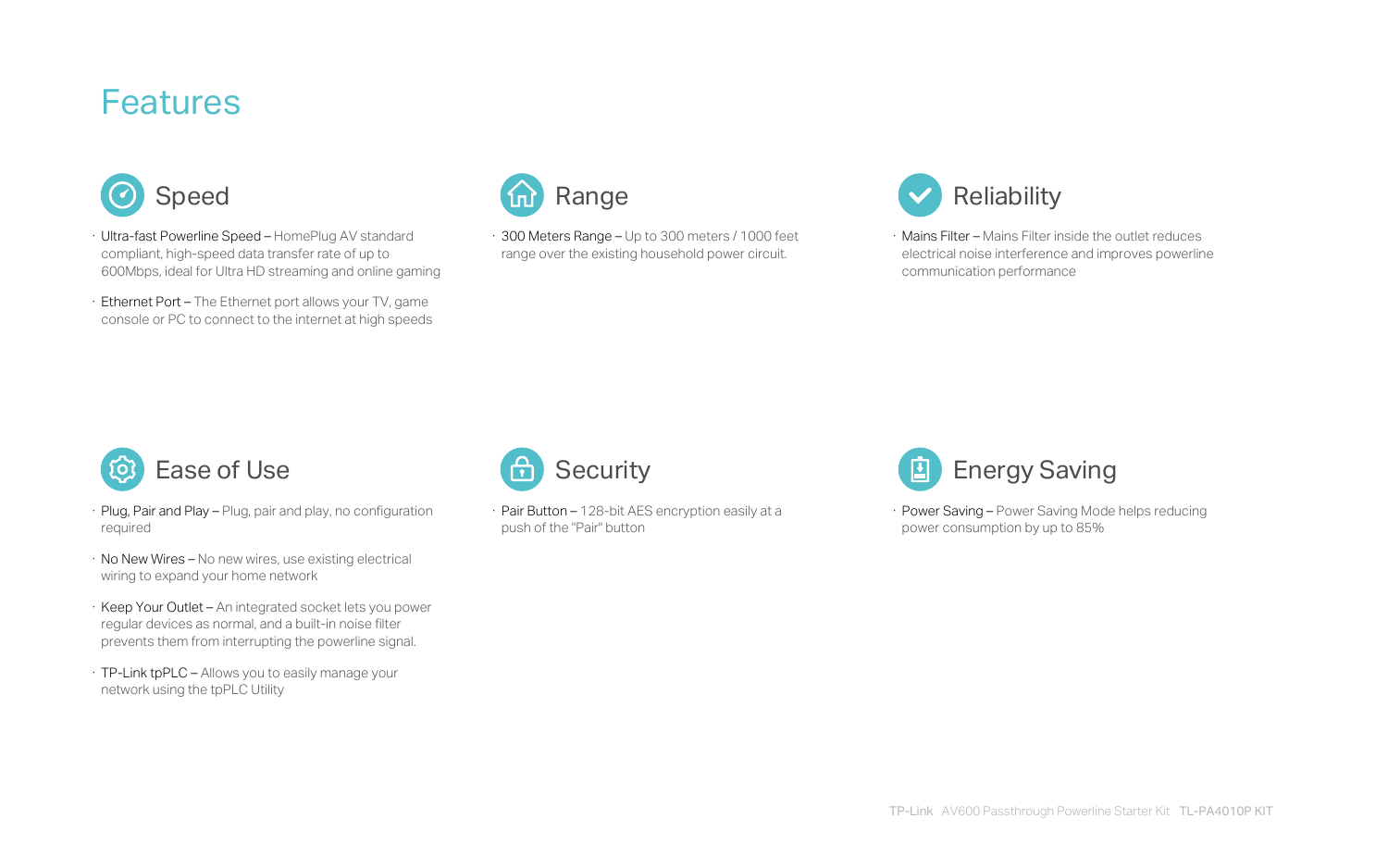# Features

## Speed

- Ultra-fast Powerline Speed – HomePlug AV standard compliant, high-speed data transfer rate of up to 600Mbps, ideal for Ultra HD streaming and online gaming
- Ethernet Port – The Ethernet port allows your TV, game console or PC to connect to the internet at high speeds

## Range

- 300 Meters Range – Up to 300 meters / 1000 feet range over the existing household power circuit.

## Reliability

- Mains Filter – Mains Filter inside the outlet reduces electrical noise interference and improves powerline communication performance

## Ease of Use

- Plug, Pair and Play – Plug, pair and play, no configuration required
- No New Wires – No new wires, use existing electrical wiring to expand your home network
- Keep Your Outlet – An integrated socket lets you power regular devices as normal, and a built-in noise filter prevents them from interrupting the powerline signal.
- TP-Link tpPLC – Allows you to easily manage your network using the tpPLC Utility

## Security

- Pair Button – 128-bit AES encryption easily at a push of the "Pair" button

## Energy Saving

- Power Saving – Power Saving Mode helps reducing power consumption by up to 85%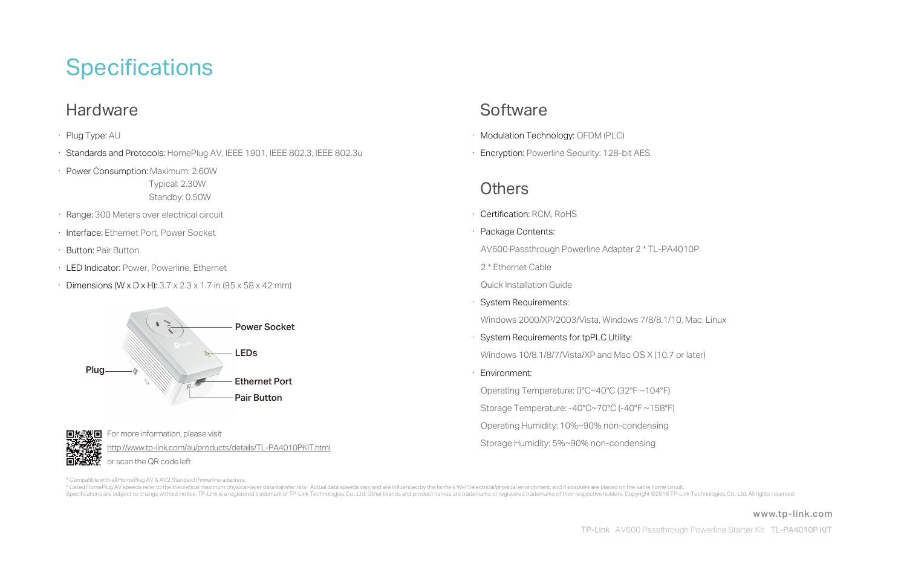# Specifications

## Hardware

- Plug Type: AU
- Standards and Protocols: HomePlug AV, IEEE 1901, IEEE 802.3, IEEE 802.3u
- Power Consumption: Maximum: 2.60W
  Typical: 2.30W
  Standby: 0.50W
- Range: 300 Meters over electrical circuit
- Interface: Ethernet Port, Power Socket
- Button: Pair Button
- LED Indicator: Power, Powerline, Ethernet
- Dimensions (W x D x H): 3.7 x 2.3 x 1.7 in (95 x 58 x 42 mm)

Power Socket
LEDs
Plug
Ethernet Port
Pair Button

For more information, please visit
http://www.tp-link.com/au/products/details/TL-PA4010PKIT.html
or scan the QR code left

## Software

- Modulation Technology: OFDM (PLC)
- Encryption: Powerline Security: 128-bit AES

## Others

- Certification: RCM, RoHS
- Package Contents:
  AV600 Passthrough Powerline Adapter 2 * TL-PA4010P
  2 * Ethernet Cable
  Quick Installation Guide
- System Requirements:
  Windows 2000/XP/2003/Vista, Windows 7/8/8.1/10, Mac, Linux
- System Requirements for tpPLC Utility:
  Windows 10/8.1/8/7/Vista/XP and Mac OS X (10.7 or later)
- Environment:
  Operating Temperature: 0℃~40℃ (32℉ ~104℉)
  Storage Temperature: -40℃~70℃ (-40℉ ~158℉)
  Operating Humidity: 10%~90% non-condensing
  Storage Humidity: 5%~90% non-condensing

* Compatible with all HomePlug AV & AV2 Standard Powerline adapters.
* Listed HomePlug AV speeds refer to the theoretical maximum physical-layer data transfer rate. Actual data speeds vary and are influenced by the home's Wi-Fi/electrical/physical environment, and if adapters are placed on the same home circuit.
Specifications are subject to change without notice. TP-Link is a registered trademark of TP-Link Technologies Co., Ltd. Other brands and product names are trademarks or registered trademarks of their respective holders. Copyright ©2018 TP-Link Technologies Co., Ltd. All rights reserved.

www.tp-link.com

TP-Link AV600 Passthrough Powerline Starter Kit TL-PA4010P KIT